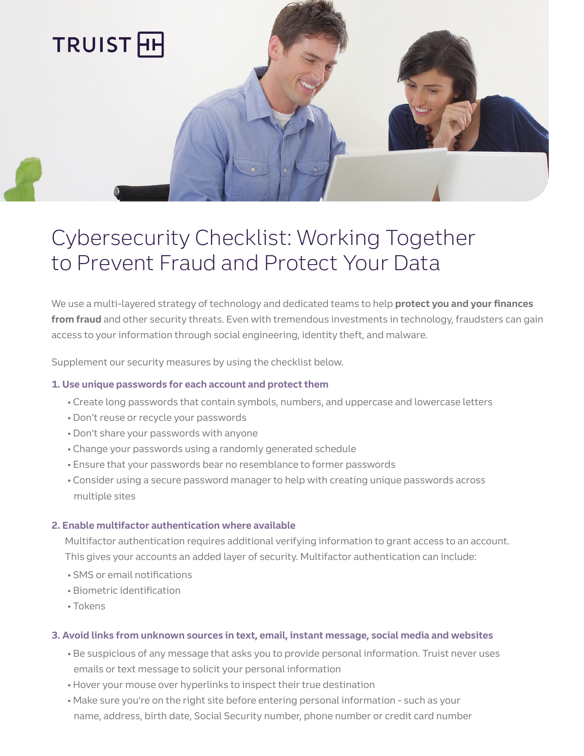TRUIST

# Cybersecurity Checklist: Working Together to Prevent Fraud and Protect Your Data

We use a multi-layered strategy of technology and dedicated teams to help **protect you and your finances from fraud** and other security threats. Even with tremendous investments in technology, fraudsters can gain access to your information through social engineering, identity theft, and malware.

Supplement our security measures by using the checklist below.

### 1. Use unique passwords for each account and protect them

- Create long passwords that contain symbols, numbers, and uppercase and lowercase letters
- Don't reuse or recycle your passwords
- Don't share your passwords with anyone
- Change your passwords using a randomly generated schedule
- Ensure that your passwords bear no resemblance to former passwords
- Consider using a secure password manager to help with creating unique passwords across multiple sites

### 2. Enable multifactor authentication where available

Multifactor authentication requires additional verifying information to grant access to an account. This gives your accounts an added layer of security. Multifactor authentication can include:

- SMS or email notifications
- Biometric identification
- Tokens

### 3. Avoid links from unknown sources in text, email, instant message, social media and websites

- Be suspicious of any message that asks you to provide personal information. Truist never uses emails or text message to solicit your personal information
- Hover your mouse over hyperlinks to inspect their true destination
- Make sure you're on the right site before entering personal information - such as your name, address, birth date, Social Security number, phone number or credit card number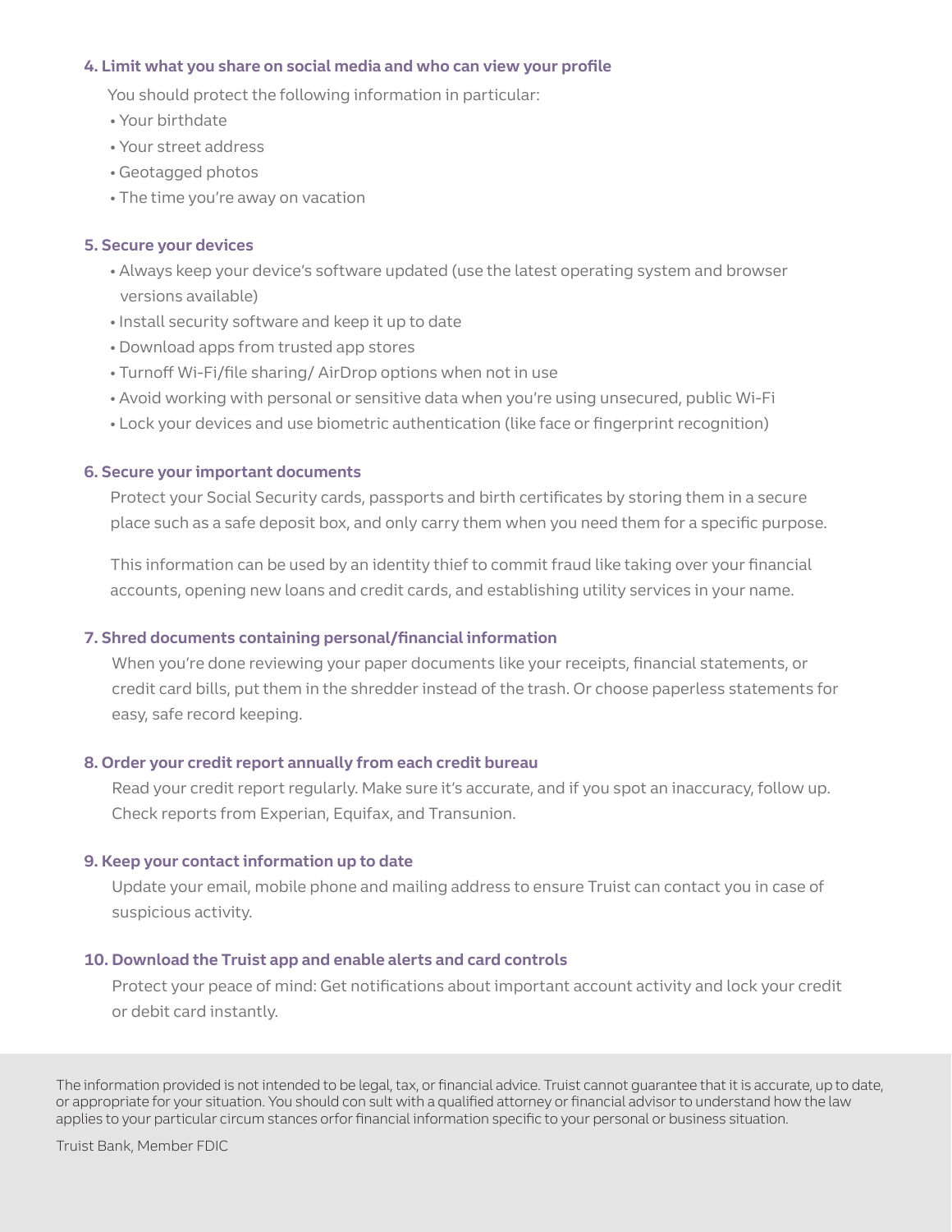### 4. Limit what you share on social media and who can view your profile

You should protect the following information in particular:

- Your birthdate
- Your street address
- Geotagged photos
- The time you're away on vacation

### 5. Secure your devices

- Always keep your device's software updated (use the latest operating system and browser versions available)
- Install security software and keep it up to date
- Download apps from trusted app stores
- Turnoff Wi-Fi/file sharing/ AirDrop options when not in use
- Avoid working with personal or sensitive data when you're using unsecured, public Wi-Fi
- Lock your devices and use biometric authentication (like face or fingerprint recognition)

### 6. Secure your important documents

Protect your Social Security cards, passports and birth certificates by storing them in a secure place such as a safe deposit box, and only carry them when you need them for a specific purpose.

This information can be used by an identity thief to commit fraud like taking over your financial accounts, opening new loans and credit cards, and establishing utility services in your name.

### 7. Shred documents containing personal/financial information

When you're done reviewing your paper documents like your receipts, financial statements, or credit card bills, put them in the shredder instead of the trash. Or choose paperless statements for easy, safe record keeping.

### 8. Order your credit report annually from each credit bureau

Read your credit report regularly. Make sure it's accurate, and if you spot an inaccuracy, follow up. Check reports from Experian, Equifax, and Transunion.

### 9. Keep your contact information up to date

Update your email, mobile phone and mailing address to ensure Truist can contact you in case of suspicious activity.

### 10. Download the Truist app and enable alerts and card controls

Protect your peace of mind: Get notifications about important account activity and lock your credit or debit card instantly.

The information provided is not intended to be legal, tax, or financial advice. Truist cannot guarantee that it is accurate, up to date, or appropriate for your situation. You should con sult with a qualified attorney or financial advisor to understand how the law applies to your particular circum stances orfor financial information specific to your personal or business situation.

Truist Bank, Member FDIC